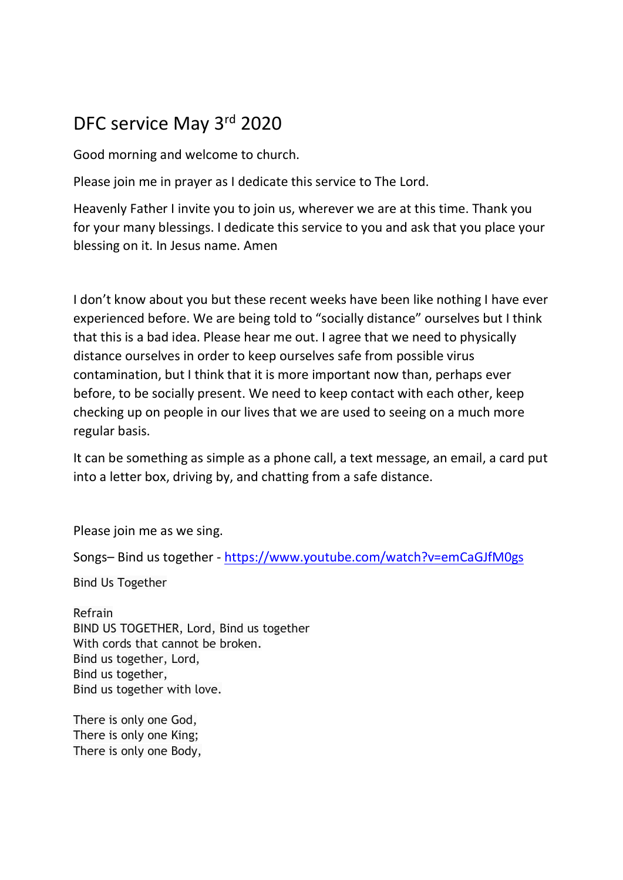# DFC service May 3rd 2020

Good morning and welcome to church.

Please join me in prayer as I dedicate this service to The Lord.

Heavenly Father I invite you to join us, wherever we are at this time. Thank you for your many blessings. I dedicate this service to you and ask that you place your blessing on it. In Jesus name. Amen

I don't know about you but these recent weeks have been like nothing I have ever experienced before. We are being told to "socially distance" ourselves but I think that this is a bad idea. Please hear me out. I agree that we need to physically distance ourselves in order to keep ourselves safe from possible virus contamination, but I think that it is more important now than, perhaps ever before, to be socially present. We need to keep contact with each other, keep checking up on people in our lives that we are used to seeing on a much more regular basis.

It can be something as simple as a phone call, a text message, an email, a card put into a letter box, driving by, and chatting from a safe distance.

Please join me as we sing.

Songs– Bind us together - https://www.youtube.com/watch?v=emCaGJfM0gs

Bind Us Together

Refrain
BIND US TOGETHER, Lord, Bind us together
With cords that cannot be broken.
Bind us together, Lord,
Bind us together,
Bind us together with love.

There is only one God,
There is only one King;
There is only one Body,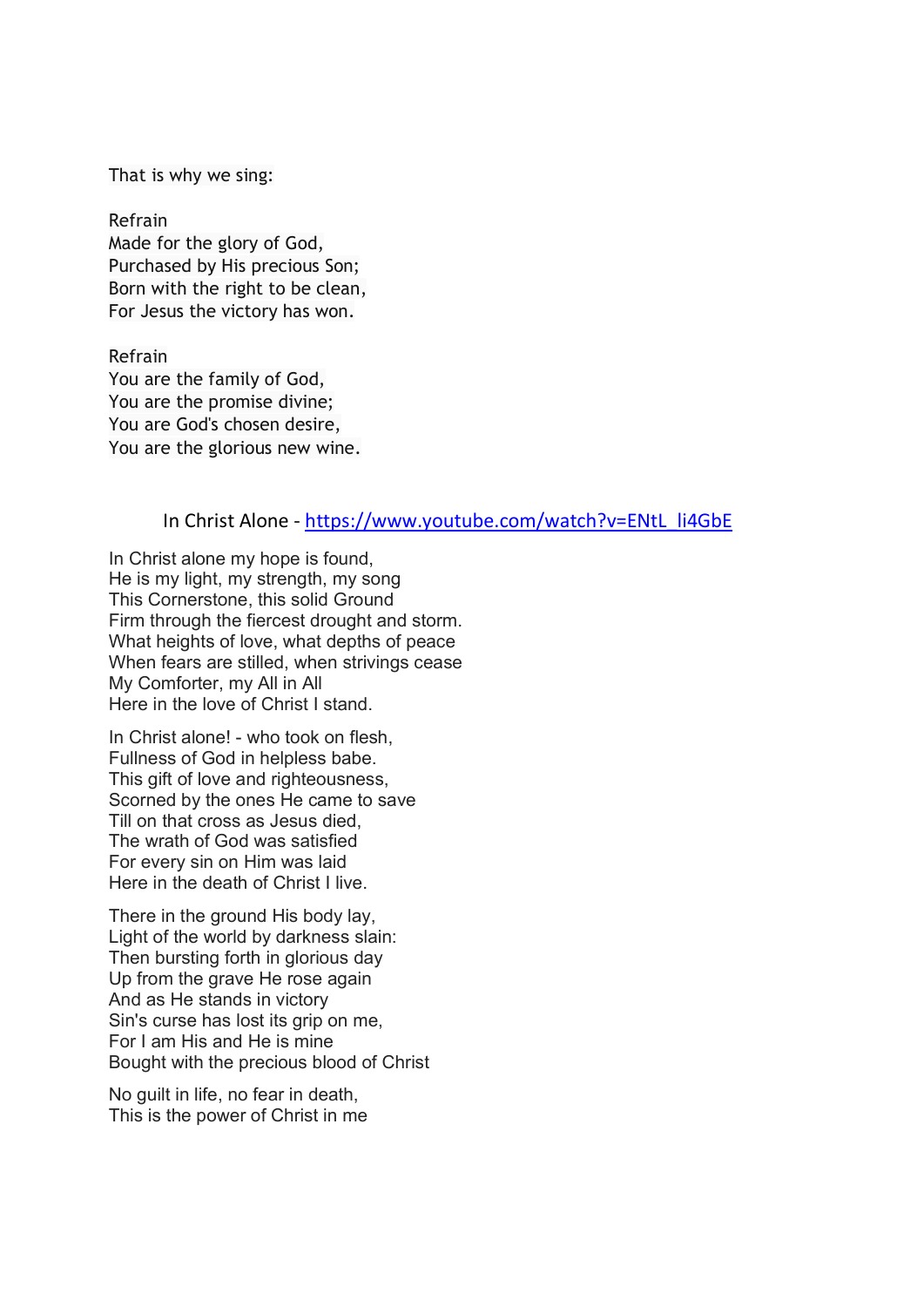That is why we sing:

Refrain
Made for the glory of God,
Purchased by His precious Son;
Born with the right to be clean,
For Jesus the victory has won.

Refrain
You are the family of God,
You are the promise divine;
You are God's chosen desire,
You are the glorious new wine.

## In Christ Alone - https://www.youtube.com/watch?v=ENtL_li4GbE

In Christ alone my hope is found,
He is my light, my strength, my song
This Cornerstone, this solid Ground
Firm through the fiercest drought and storm.
What heights of love, what depths of peace
When fears are stilled, when strivings cease
My Comforter, my All in All
Here in the love of Christ I stand.

In Christ alone! - who took on flesh,
Fullness of God in helpless babe.
This gift of love and righteousness,
Scorned by the ones He came to save
Till on that cross as Jesus died,
The wrath of God was satisfied
For every sin on Him was laid
Here in the death of Christ I live.

There in the ground His body lay,
Light of the world by darkness slain:
Then bursting forth in glorious day
Up from the grave He rose again
And as He stands in victory
Sin's curse has lost its grip on me,
For I am His and He is mine
Bought with the precious blood of Christ

No guilt in life, no fear in death,
This is the power of Christ in me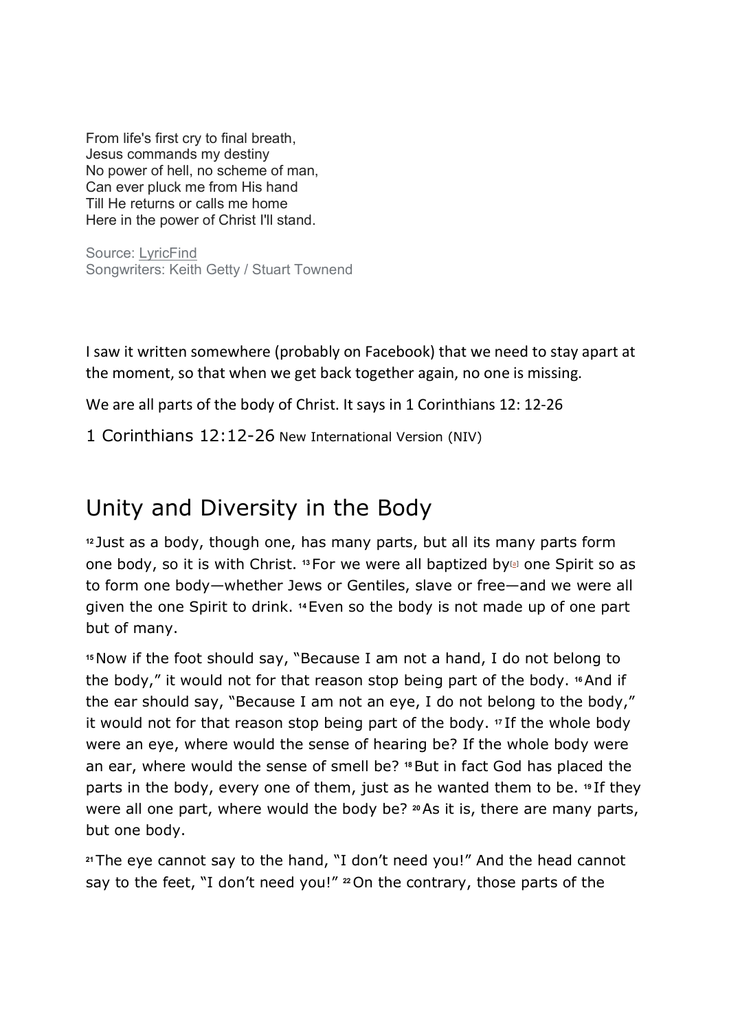From life's first cry to final breath,
Jesus commands my destiny
No power of hell, no scheme of man,
Can ever pluck me from His hand
Till He returns or calls me home
Here in the power of Christ I'll stand.

Source: LyricFind
Songwriters: Keith Getty / Stuart Townend

I saw it written somewhere (probably on Facebook) that we need to stay apart at the moment, so that when we get back together again, no one is missing.

We are all parts of the body of Christ. It says in 1 Corinthians 12: 12-26

1 Corinthians 12:12-26 New International Version (NIV)

## Unity and Diversity in the Body

[12] Just as a body, though one, has many parts, but all its many parts form one body, so it is with Christ. [13] For we were all baptized by[a] one Spirit so as to form one body—whether Jews or Gentiles, slave or free—and we were all given the one Spirit to drink. [14] Even so the body is not made up of one part but of many.

[15] Now if the foot should say, "Because I am not a hand, I do not belong to the body," it would not for that reason stop being part of the body. [16] And if the ear should say, "Because I am not an eye, I do not belong to the body," it would not for that reason stop being part of the body. [17] If the whole body were an eye, where would the sense of hearing be? If the whole body were an ear, where would the sense of smell be? [18] But in fact God has placed the parts in the body, every one of them, just as he wanted them to be. [19] If they were all one part, where would the body be? [20] As it is, there are many parts, but one body.

[21] The eye cannot say to the hand, "I don't need you!" And the head cannot say to the feet, "I don't need you!" [22] On the contrary, those parts of the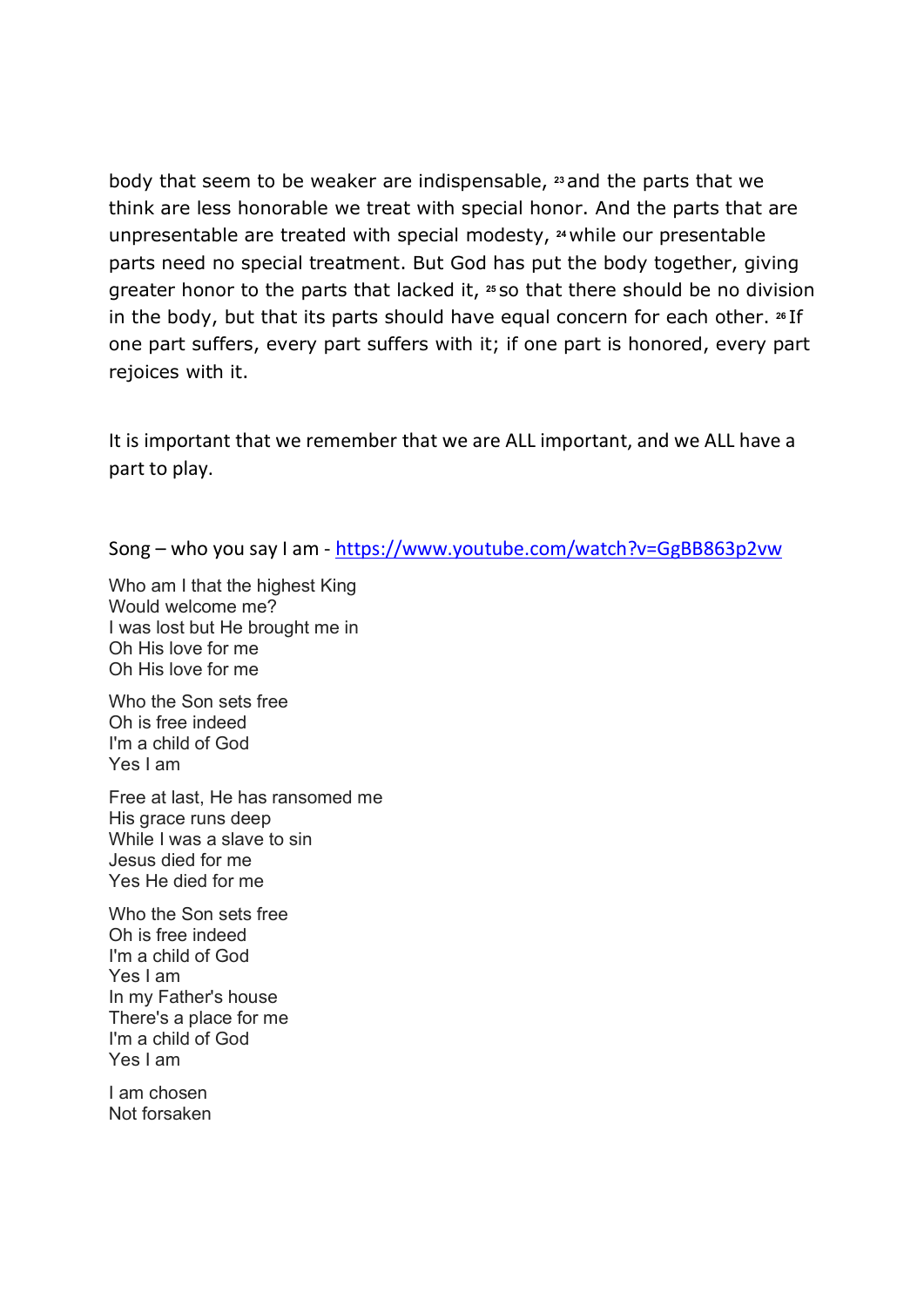body that seem to be weaker are indispensable, [23] and the parts that we think are less honorable we treat with special honor. And the parts that are unpresentable are treated with special modesty, [24] while our presentable parts need no special treatment. But God has put the body together, giving greater honor to the parts that lacked it, [25] so that there should be no division in the body, but that its parts should have equal concern for each other. [26] If one part suffers, every part suffers with it; if one part is honored, every part rejoices with it.

It is important that we remember that we are ALL important, and we ALL have a part to play.

Song – who you say I am - https://www.youtube.com/watch?v=GgBB863p2vw

Who am I that the highest King  
Would welcome me?  
I was lost but He brought me in  
Oh His love for me  
Oh His love for me

Who the Son sets free  
Oh is free indeed  
I'm a child of God  
Yes I am

Free at last, He has ransomed me  
His grace runs deep  
While I was a slave to sin  
Jesus died for me  
Yes He died for me

Who the Son sets free  
Oh is free indeed  
I'm a child of God  
Yes I am  
In my Father's house  
There's a place for me  
I'm a child of God  
Yes I am

I am chosen  
Not forsaken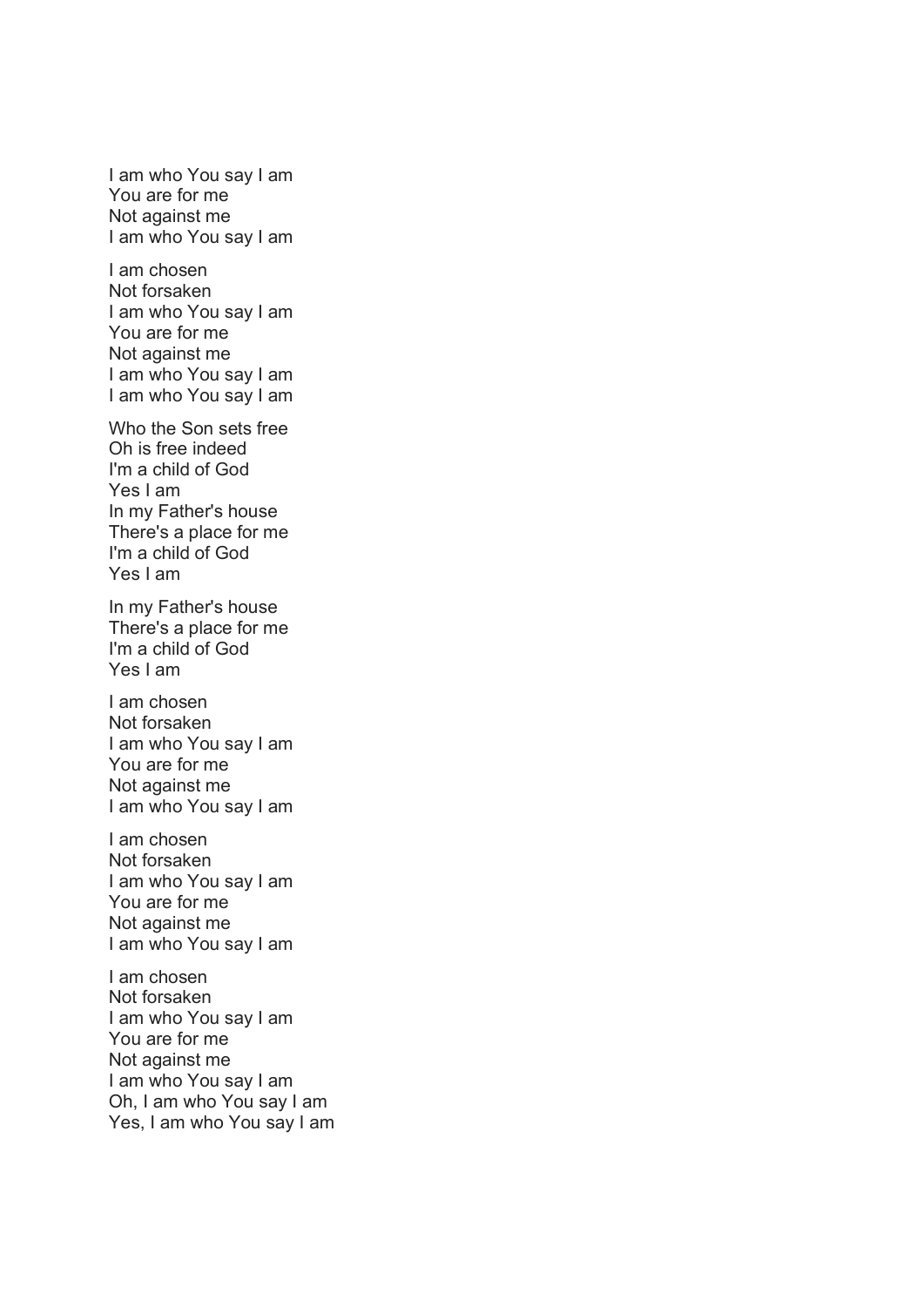I am who You say I am
You are for me
Not against me
I am who You say I am

I am chosen
Not forsaken
I am who You say I am
You are for me
Not against me
I am who You say I am
I am who You say I am

Who the Son sets free
Oh is free indeed
I'm a child of God
Yes I am
In my Father's house
There's a place for me
I'm a child of God
Yes I am

In my Father's house
There's a place for me
I'm a child of God
Yes I am

I am chosen
Not forsaken
I am who You say I am
You are for me
Not against me
I am who You say I am

I am chosen
Not forsaken
I am who You say I am
You are for me
Not against me
I am who You say I am

I am chosen
Not forsaken
I am who You say I am
You are for me
Not against me
I am who You say I am
Oh, I am who You say I am
Yes, I am who You say I am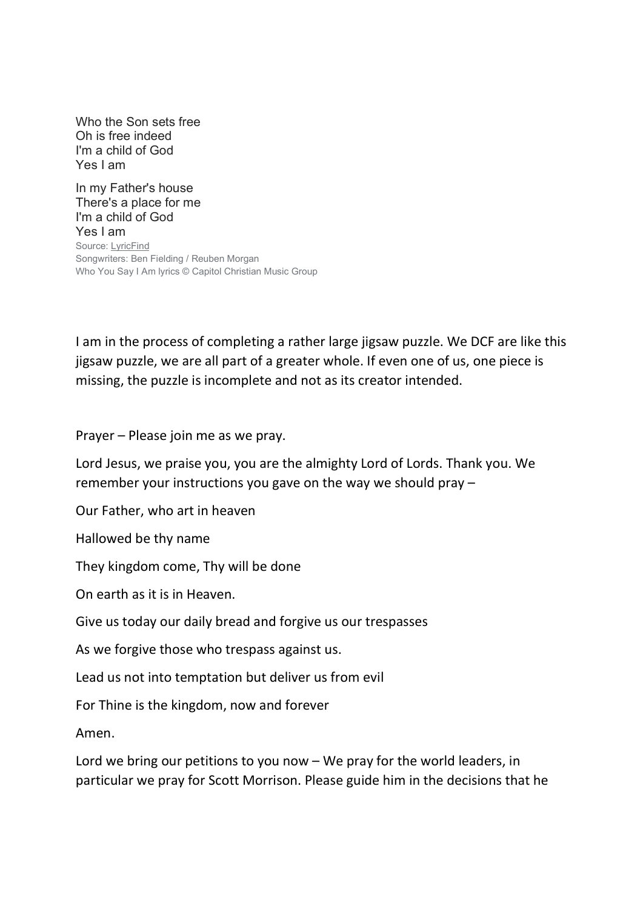Who the Son sets free  
Oh is free indeed  
I'm a child of God  
Yes I am

In my Father's house  
There's a place for me  
I'm a child of God  
Yes I am  
Source: LyricFind  
Songwriters: Ben Fielding / Reuben Morgan  
Who You Say I Am lyrics © Capitol Christian Music Group

I am in the process of completing a rather large jigsaw puzzle. We DCF are like this jigsaw puzzle, we are all part of a greater whole. If even one of us, one piece is missing, the puzzle is incomplete and not as its creator intended.

Prayer – Please join me as we pray.

Lord Jesus, we praise you, you are the almighty Lord of Lords. Thank you. We remember your instructions you gave on the way we should pray –

Our Father, who art in heaven

Hallowed be thy name

They kingdom come, Thy will be done

On earth as it is in Heaven.

Give us today our daily bread and forgive us our trespasses

As we forgive those who trespass against us.

Lead us not into temptation but deliver us from evil

For Thine is the kingdom, now and forever

Amen.

Lord we bring our petitions to you now – We pray for the world leaders, in particular we pray for Scott Morrison. Please guide him in the decisions that he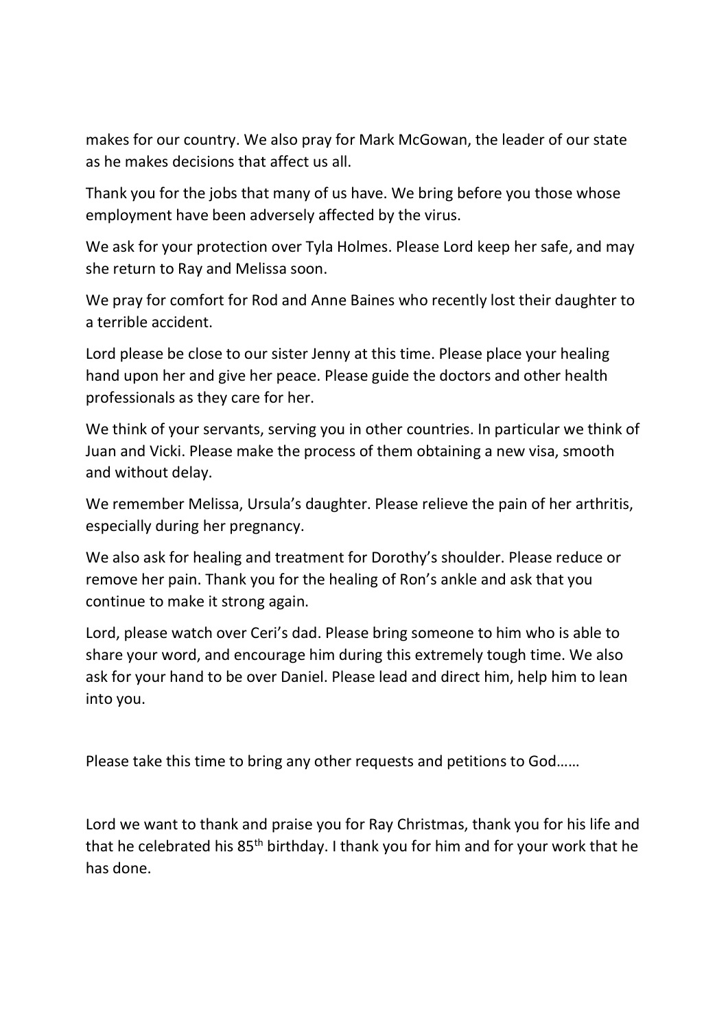makes for our country. We also pray for Mark McGowan, the leader of our state as he makes decisions that affect us all.

Thank you for the jobs that many of us have. We bring before you those whose employment have been adversely affected by the virus.

We ask for your protection over Tyla Holmes. Please Lord keep her safe, and may she return to Ray and Melissa soon.

We pray for comfort for Rod and Anne Baines who recently lost their daughter to a terrible accident.

Lord please be close to our sister Jenny at this time. Please place your healing hand upon her and give her peace. Please guide the doctors and other health professionals as they care for her.

We think of your servants, serving you in other countries. In particular we think of Juan and Vicki. Please make the process of them obtaining a new visa, smooth and without delay.

We remember Melissa, Ursula's daughter. Please relieve the pain of her arthritis, especially during her pregnancy.

We also ask for healing and treatment for Dorothy's shoulder. Please reduce or remove her pain. Thank you for the healing of Ron's ankle and ask that you continue to make it strong again.

Lord, please watch over Ceri's dad. Please bring someone to him who is able to share your word, and encourage him during this extremely tough time. We also ask for your hand to be over Daniel. Please lead and direct him, help him to lean into you.

Please take this time to bring any other requests and petitions to God……

Lord we want to thank and praise you for Ray Christmas, thank you for his life and that he celebrated his 85th birthday. I thank you for him and for your work that he has done.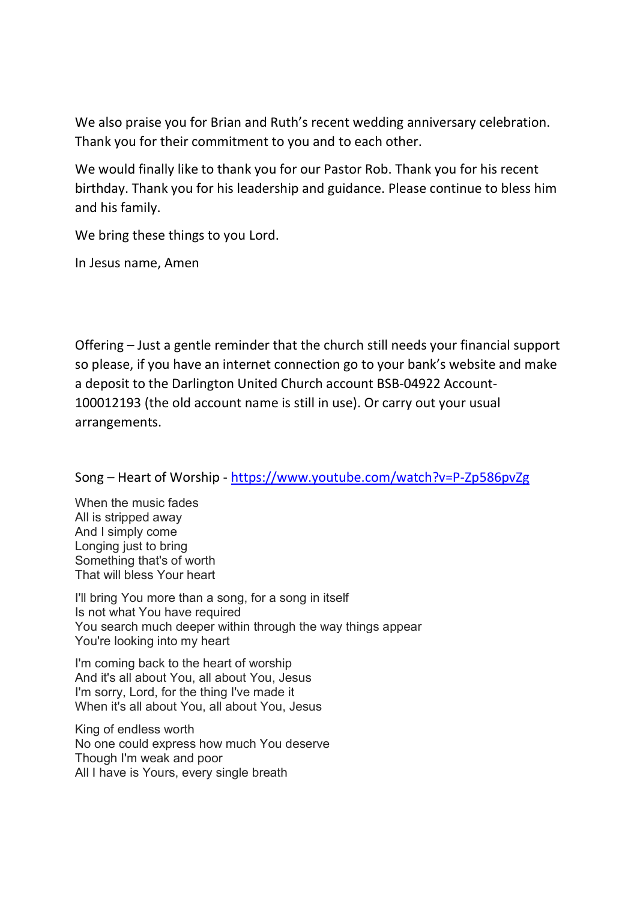We also praise you for Brian and Ruth's recent wedding anniversary celebration. Thank you for their commitment to you and to each other.

We would finally like to thank you for our Pastor Rob. Thank you for his recent birthday. Thank you for his leadership and guidance. Please continue to bless him and his family.

We bring these things to you Lord.

In Jesus name, Amen

Offering – Just a gentle reminder that the church still needs your financial support so please, if you have an internet connection go to your bank's website and make a deposit to the Darlington United Church account BSB-04922 Account-100012193 (the old account name is still in use). Or carry out your usual arrangements.

Song – Heart of Worship - [https://www.youtube.com/watch?v=P-Zp586pvZg](https://www.youtube.com/watch?v=P-Zp586pvZg)

When the music fades  
All is stripped away  
And I simply come  
Longing just to bring  
Something that's of worth  
That will bless Your heart

I'll bring You more than a song, for a song in itself  
Is not what You have required  
You search much deeper within through the way things appear  
You're looking into my heart

I'm coming back to the heart of worship  
And it's all about You, all about You, Jesus  
I'm sorry, Lord, for the thing I've made it  
When it's all about You, all about You, Jesus

King of endless worth  
No one could express how much You deserve  
Though I'm weak and poor  
All I have is Yours, every single breath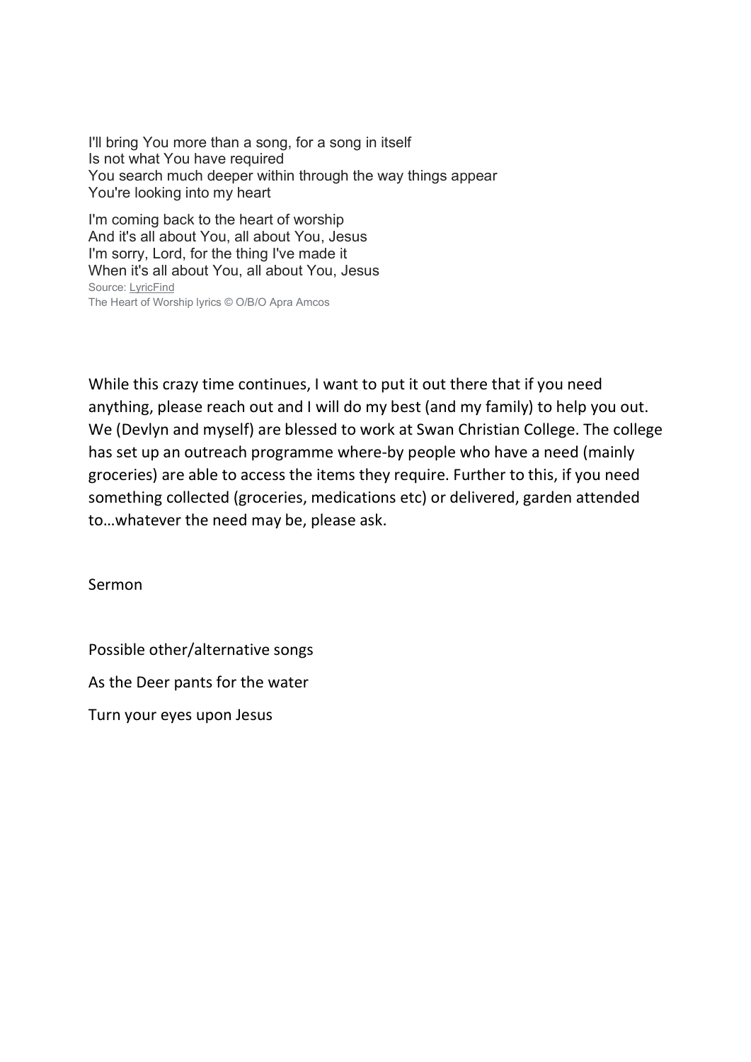I'll bring You more than a song, for a song in itself
Is not what You have required
You search much deeper within through the way things appear
You're looking into my heart

I'm coming back to the heart of worship
And it's all about You, all about You, Jesus
I'm sorry, Lord, for the thing I've made it
When it's all about You, all about You, Jesus
Source: LyricFind
The Heart of Worship lyrics © O/B/O Apra Amcos

While this crazy time continues, I want to put it out there that if you need anything, please reach out and I will do my best (and my family) to help you out. We (Devlyn and myself) are blessed to work at Swan Christian College. The college has set up an outreach programme where-by people who have a need (mainly groceries) are able to access the items they require. Further to this, if you need something collected (groceries, medications etc) or delivered, garden attended to…whatever the need may be, please ask.

Sermon

Possible other/alternative songs

As the Deer pants for the water

Turn your eyes upon Jesus